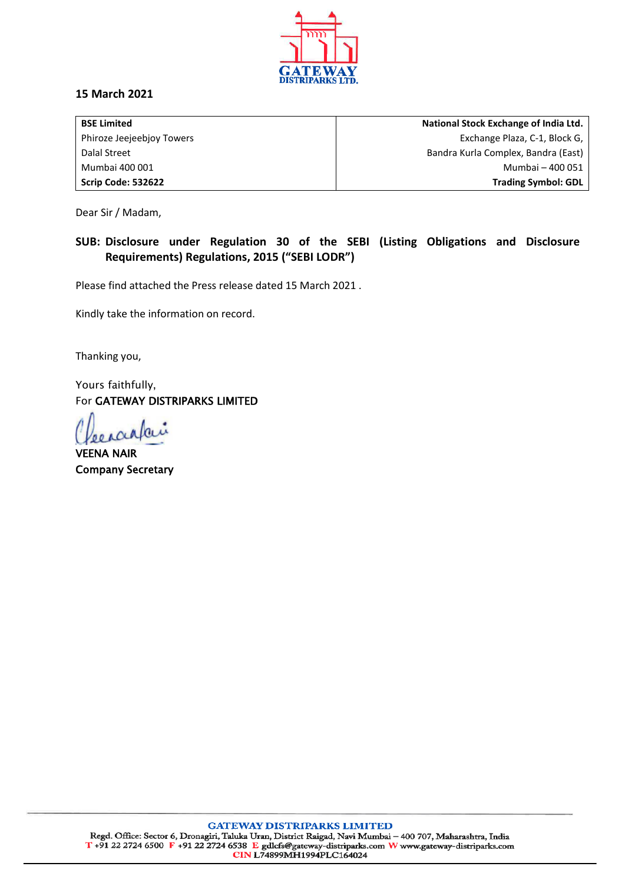**15 March 2021**

| **BSE Limited** | **National Stock Exchange of India Ltd.** |
|---|---|
| Phiroze Jeejeebjoy Towers | Exchange Plaza, C-1, Block G, |
| Dalal Street | Bandra Kurla Complex, Bandra (East) |
| Mumbai 400 001 | Mumbai – 400 051 |
| **Scrip Code: 532622** | **Trading Symbol: GDL** |

Dear Sir / Madam,

**SUB: Disclosure under Regulation 30 of the SEBI (Listing Obligations and Disclosure Requirements) Regulations, 2015 ("SEBI LODR")**

Please find attached the Press release dated 15 March 2021 .

Kindly take the information on record.

Thanking you,

Yours faithfully,
For GATEWAY DISTRIPARKS LIMITED

VEENA NAIR
Company Secretary

**GATEWAY DISTRIPARKS LIMITED**
Regd. Office: Sector 6, Dronagiri, Taluka Uran, District Raigad, Navi Mumbai – 400 707, Maharashtra, India
T +91 22 2724 6500 F +91 22 2724 6538 E gdlcfs@gateway-distriparks.com W www.gateway-distriparks.com
CIN L74899MH1994PLC164024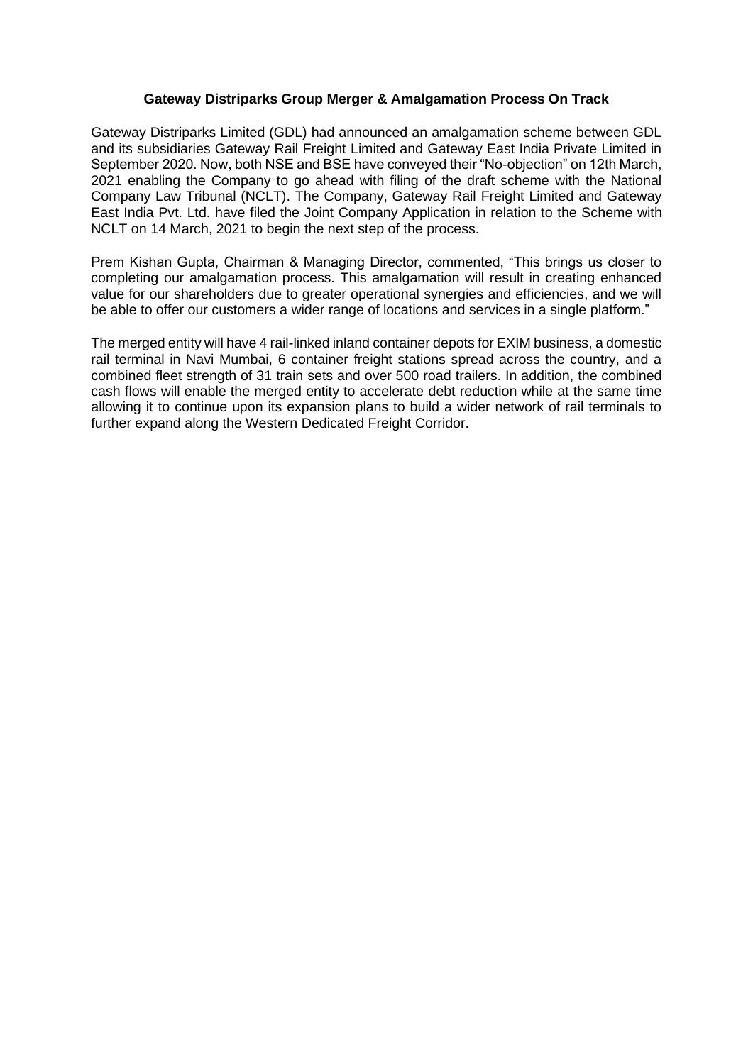**Gateway Distriparks Group Merger & Amalgamation Process On Track**

Gateway Distriparks Limited (GDL) had announced an amalgamation scheme between GDL and its subsidiaries Gateway Rail Freight Limited and Gateway East India Private Limited in September 2020. Now, both NSE and BSE have conveyed their "No-objection" on 12th March, 2021 enabling the Company to go ahead with filing of the draft scheme with the National Company Law Tribunal (NCLT). The Company, Gateway Rail Freight Limited and Gateway East India Pvt. Ltd. have filed the Joint Company Application in relation to the Scheme with NCLT on 14 March, 2021 to begin the next step of the process.

Prem Kishan Gupta, Chairman & Managing Director, commented, "This brings us closer to completing our amalgamation process. This amalgamation will result in creating enhanced value for our shareholders due to greater operational synergies and efficiencies, and we will be able to offer our customers a wider range of locations and services in a single platform."

The merged entity will have 4 rail-linked inland container depots for EXIM business, a domestic rail terminal in Navi Mumbai, 6 container freight stations spread across the country, and a combined fleet strength of 31 train sets and over 500 road trailers. In addition, the combined cash flows will enable the merged entity to accelerate debt reduction while at the same time allowing it to continue upon its expansion plans to build a wider network of rail terminals to further expand along the Western Dedicated Freight Corridor.